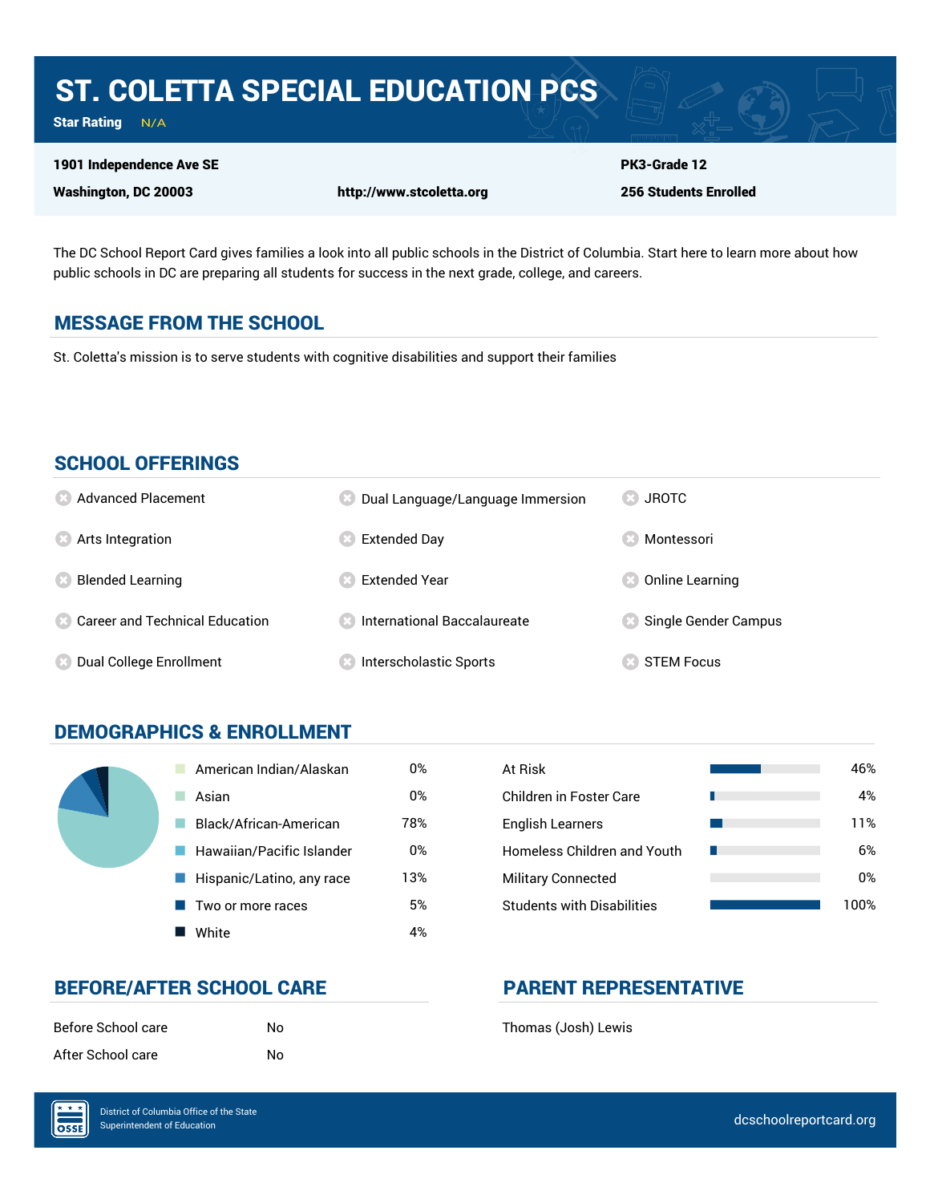# ST. COLETTA SPECIAL EDUCATION PCS

**Star Rating** N/A

**1901 Independence Ave SE**
**Washington, DC 20003**

**http://www.stcoletta.org**

**PK3-Grade 12**
**256 Students Enrolled**

The DC School Report Card gives families a look into all public schools in the District of Columbia. Start here to learn more about how public schools in DC are preparing all students for success in the next grade, college, and careers.

## MESSAGE FROM THE SCHOOL

St. Coletta's mission is to serve students with cognitive disabilities and support their families

## SCHOOL OFFERINGS

- Advanced Placement
- Arts Integration
- Blended Learning
- Career and Technical Education
- Dual College Enrollment
- Dual Language/Language Immersion
- Extended Day
- Extended Year
- International Baccalaureate
- Interscholastic Sports
- JROTC
- Montessori
- Online Learning
- Single Gender Campus
- STEM Focus

## DEMOGRAPHICS & ENROLLMENT

| Race/Ethnicity | Percent |
|---|---|
| American Indian/Alaskan | 0% |
| Asian | 0% |
| Black/African-American | 78% |
| Hawaiian/Pacific Islander | 0% |
| Hispanic/Latino, any race | 13% |
| Two or more races | 5% |
| White | 4% |

| Student Group | Percent |
|---|---|
| At Risk | 46% |
| Children in Foster Care | 4% |
| English Learners | 11% |
| Homeless Children and Youth | 6% |
| Military Connected | 0% |
| Students with Disabilities | 100% |

## BEFORE/AFTER SCHOOL CARE

| | |
|---|---|
| Before School care | No |
| After School care | No |

## PARENT REPRESENTATIVE

Thomas (Josh) Lewis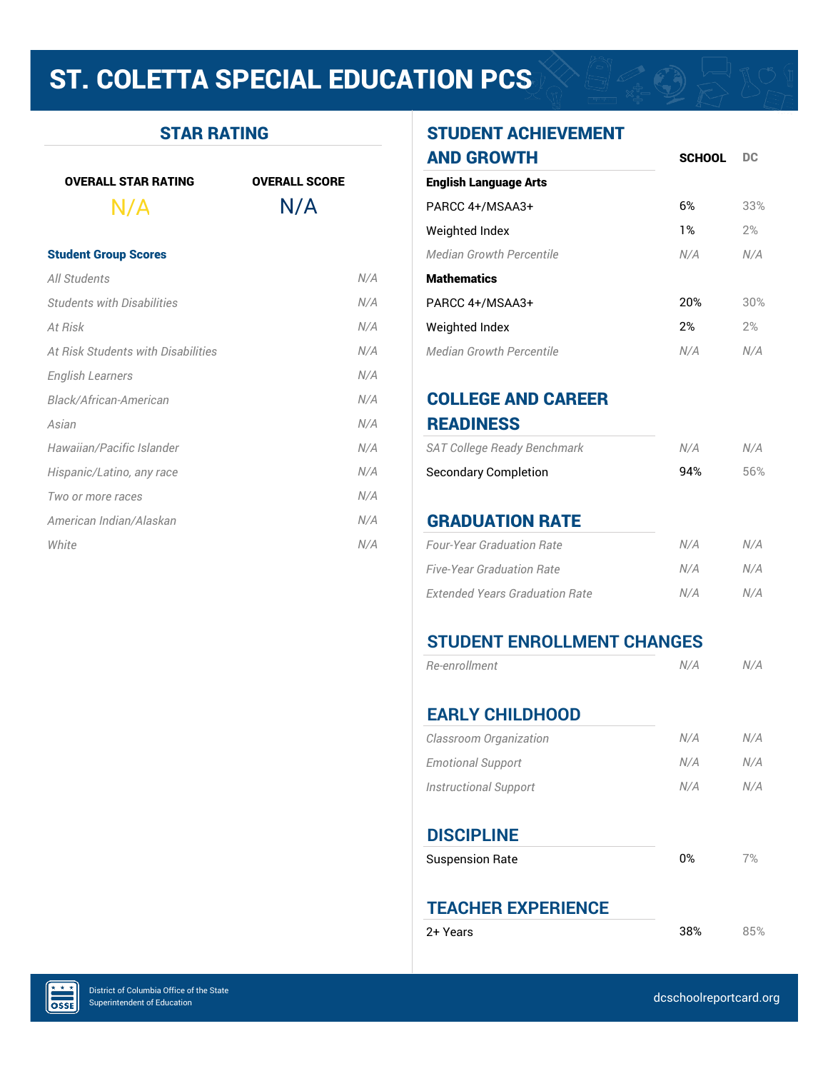# ST. COLETTA SPECIAL EDUCATION PCS

## STAR RATING

| OVERALL STAR RATING | OVERALL SCORE |
|---|---|
| N/A | N/A |

### Student Group Scores

| | |
|---|---|
| *All Students* | *N/A* |
| *Students with Disabilities* | *N/A* |
| *At Risk* | *N/A* |
| *At Risk Students with Disabilities* | *N/A* |
| *English Learners* | *N/A* |
| *Black/African-American* | *N/A* |
| *Asian* | *N/A* |
| *Hawaiian/Pacific Islander* | *N/A* |
| *Hispanic/Latino, any race* | *N/A* |
| *Two or more races* | *N/A* |
| *American Indian/Alaskan* | *N/A* |
| *White* | *N/A* |

## STUDENT ACHIEVEMENT AND GROWTH

| | SCHOOL | DC |
|---|---|---|
| **English Language Arts** | | |
| PARCC 4+/MSAA3+ | 6% | 33% |
| Weighted Index | 1% | 2% |
| *Median Growth Percentile* | *N/A* | *N/A* |
| **Mathematics** | | |
| PARCC 4+/MSAA3+ | 20% | 30% |
| Weighted Index | 2% | 2% |
| *Median Growth Percentile* | *N/A* | *N/A* |

## COLLEGE AND CAREER READINESS

| | SCHOOL | DC |
|---|---|---|
| *SAT College Ready Benchmark* | *N/A* | *N/A* |
| Secondary Completion | 94% | 56% |

## GRADUATION RATE

| | SCHOOL | DC |
|---|---|---|
| *Four-Year Graduation Rate* | *N/A* | *N/A* |
| *Five-Year Graduation Rate* | *N/A* | *N/A* |
| *Extended Years Graduation Rate* | *N/A* | *N/A* |

## STUDENT ENROLLMENT CHANGES

| | SCHOOL | DC |
|---|---|---|
| *Re-enrollment* | *N/A* | *N/A* |

## EARLY CHILDHOOD

| | SCHOOL | DC |
|---|---|---|
| *Classroom Organization* | *N/A* | *N/A* |
| *Emotional Support* | *N/A* | *N/A* |
| *Instructional Support* | *N/A* | *N/A* |

## DISCIPLINE

| | SCHOOL | DC |
|---|---|---|
| Suspension Rate | 0% | 7% |

## TEACHER EXPERIENCE

| | SCHOOL | DC |
|---|---|---|
| 2+ Years | 38% | 85% |

District of Columbia Office of the State Superintendent of Education

dcschoolreportcard.org